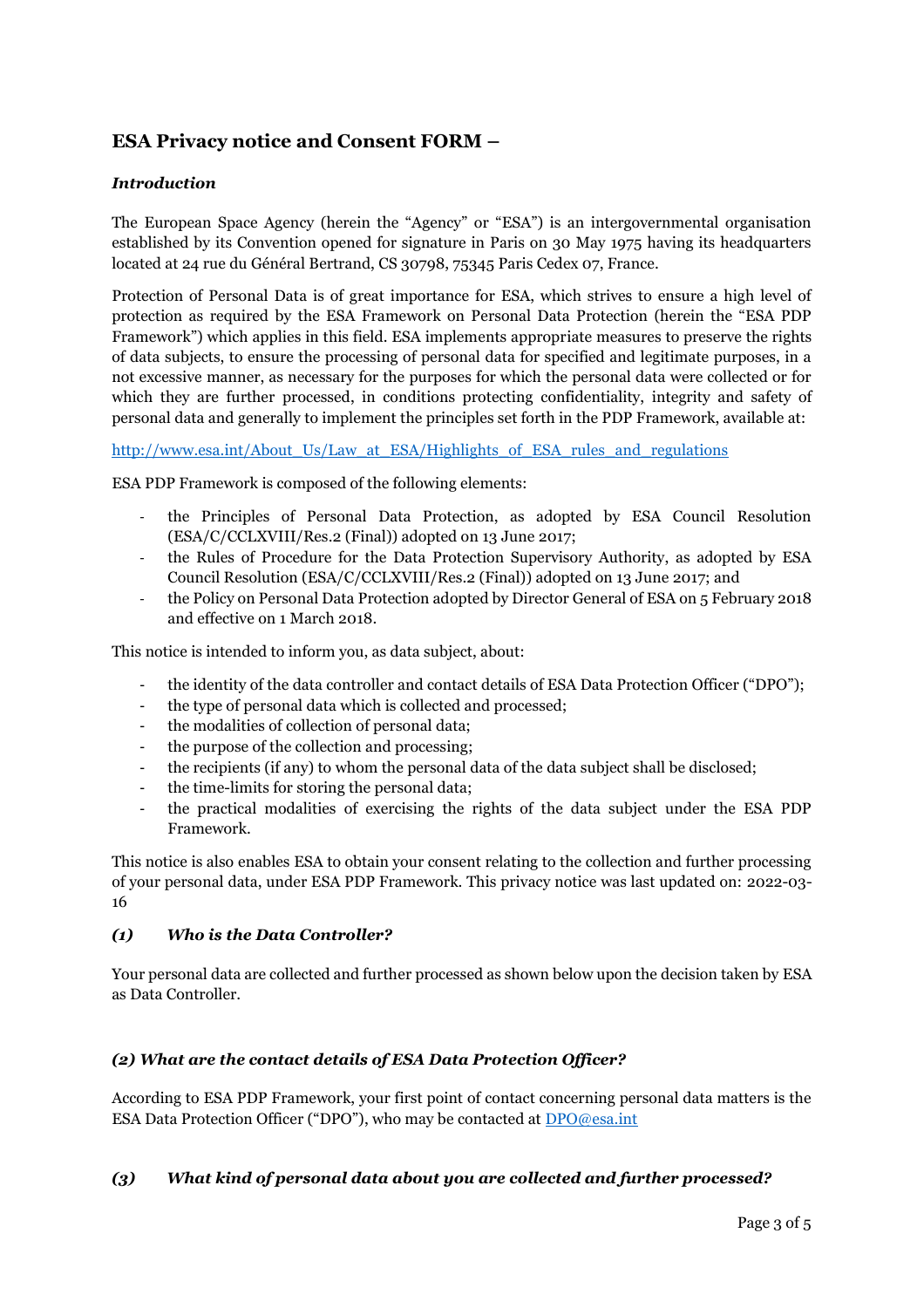## ESA Privacy notice and Consent FORM –

### *Introduction*

The European Space Agency (herein the "Agency" or "ESA") is an intergovernmental organisation established by its Convention opened for signature in Paris on 30 May 1975 having its headquarters located at 24 rue du Général Bertrand, CS 30798, 75345 Paris Cedex 07, France.

Protection of Personal Data is of great importance for ESA, which strives to ensure a high level of protection as required by the ESA Framework on Personal Data Protection (herein the "ESA PDP Framework") which applies in this field. ESA implements appropriate measures to preserve the rights of data subjects, to ensure the processing of personal data for specified and legitimate purposes, in a not excessive manner, as necessary for the purposes for which the personal data were collected or for which they are further processed, in conditions protecting confidentiality, integrity and safety of personal data and generally to implement the principles set forth in the PDP Framework, available at:

[http://www.esa.int/About_Us/Law_at_ESA/Highlights_of_ESA_rules_and_regulations](http://www.esa.int/About_Us/Law_at_ESA/Highlights_of_ESA_rules_and_regulations)

ESA PDP Framework is composed of the following elements:

- the Principles of Personal Data Protection, as adopted by ESA Council Resolution (ESA/C/CCLXVIII/Res.2 (Final)) adopted on 13 June 2017;
- the Rules of Procedure for the Data Protection Supervisory Authority, as adopted by ESA Council Resolution (ESA/C/CCLXVIII/Res.2 (Final)) adopted on 13 June 2017; and
- the Policy on Personal Data Protection adopted by Director General of ESA on 5 February 2018 and effective on 1 March 2018.

This notice is intended to inform you, as data subject, about:

- the identity of the data controller and contact details of ESA Data Protection Officer ("DPO");
- the type of personal data which is collected and processed;
- the modalities of collection of personal data;
- the purpose of the collection and processing;
- the recipients (if any) to whom the personal data of the data subject shall be disclosed;
- the time-limits for storing the personal data;
- the practical modalities of exercising the rights of the data subject under the ESA PDP Framework.

This notice is also enables ESA to obtain your consent relating to the collection and further processing of your personal data, under ESA PDP Framework. This privacy notice was last updated on: 2022-03-16

### *(1) Who is the Data Controller?*

Your personal data are collected and further processed as shown below upon the decision taken by ESA as Data Controller.

### *(2) What are the contact details of ESA Data Protection Officer?*

According to ESA PDP Framework, your first point of contact concerning personal data matters is the ESA Data Protection Officer ("DPO"), who may be contacted at [DPO@esa.int](mailto:DPO@esa.int)

### *(3) What kind of personal data about you are collected and further processed?*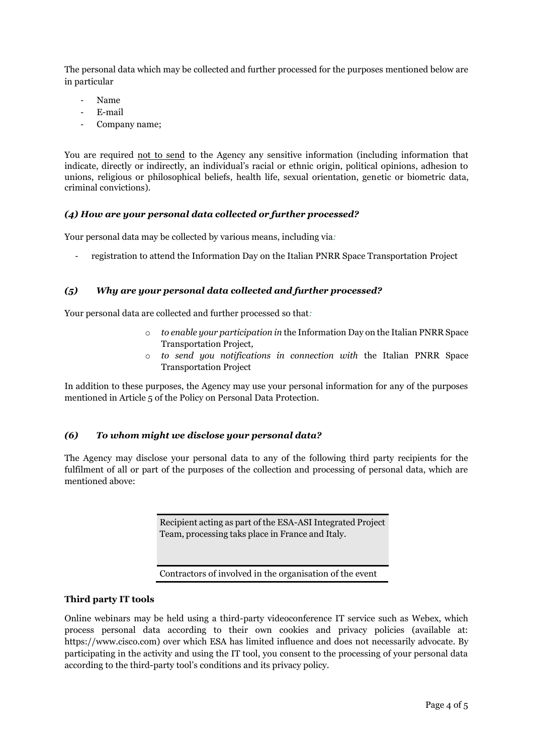The personal data which may be collected and further processed for the purposes mentioned below are in particular

- Name
- E-mail
- Company name;

You are required <u>not to send</u> to the Agency any sensitive information (including information that indicate, directly or indirectly, an individual's racial or ethnic origin, political opinions, adhesion to unions, religious or philosophical beliefs, health life, sexual orientation, genetic or biometric data, criminal convictions).

### *(4) How are your personal data collected or further processed?*

Your personal data may be collected by various means, including via*:*

- registration to attend the Information Day on the Italian PNRR Space Transportation Project

### *(5) Why are your personal data collected and further processed?*

Your personal data are collected and further processed so that*:*

- *to enable your participation in* the Information Day on the Italian PNRR Space Transportation Project*,*
- *to send you notifications in connection with* the Italian PNRR Space Transportation Project

In addition to these purposes, the Agency may use your personal information for any of the purposes mentioned in Article 5 of the Policy on Personal Data Protection.

### *(6) To whom might we disclose your personal data?*

The Agency may disclose your personal data to any of the following third party recipients for the fulfilment of all or part of the purposes of the collection and processing of personal data, which are mentioned above:

| Recipient acting as part of the ESA-ASI Integrated Project Team, processing taks place in France and Italy. |
| --- |
| Contractors of involved in the organisation of the event |

**Third party IT tools**

Online webinars may be held using a third-party videoconference IT service such as Webex, which process personal data according to their own cookies and privacy policies (available at: https://www.cisco.com) over which ESA has limited influence and does not necessarily advocate. By participating in the activity and using the IT tool, you consent to the processing of your personal data according to the third-party tool's conditions and its privacy policy.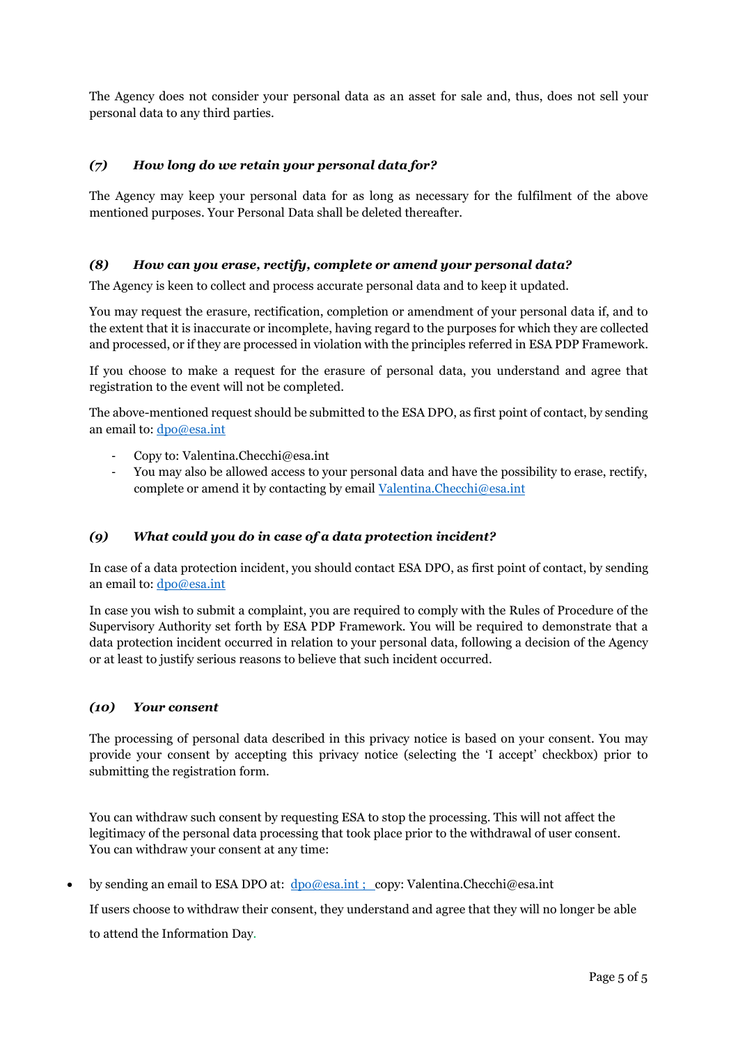The Agency does not consider your personal data as an asset for sale and, thus, does not sell your personal data to any third parties.

### *(7) How long do we retain your personal data for?*

The Agency may keep your personal data for as long as necessary for the fulfilment of the above mentioned purposes. Your Personal Data shall be deleted thereafter.

### *(8) How can you erase, rectify, complete or amend your personal data?*

The Agency is keen to collect and process accurate personal data and to keep it updated.

You may request the erasure, rectification, completion or amendment of your personal data if, and to the extent that it is inaccurate or incomplete, having regard to the purposes for which they are collected and processed, or if they are processed in violation with the principles referred in ESA PDP Framework.

If you choose to make a request for the erasure of personal data, you understand and agree that registration to the event will not be completed.

The above-mentioned request should be submitted to the ESA DPO, as first point of contact, by sending an email to: dpo@esa.int

- Copy to: Valentina.Checchi@esa.int
- You may also be allowed access to your personal data and have the possibility to erase, rectify, complete or amend it by contacting by email Valentina.Checchi@esa.int

### *(9) What could you do in case of a data protection incident?*

In case of a data protection incident, you should contact ESA DPO, as first point of contact, by sending an email to: dpo@esa.int

In case you wish to submit a complaint, you are required to comply with the Rules of Procedure of the Supervisory Authority set forth by ESA PDP Framework. You will be required to demonstrate that a data protection incident occurred in relation to your personal data, following a decision of the Agency or at least to justify serious reasons to believe that such incident occurred.

### *(10) Your consent*

The processing of personal data described in this privacy notice is based on your consent. You may provide your consent by accepting this privacy notice (selecting the 'I accept' checkbox) prior to submitting the registration form.

You can withdraw such consent by requesting ESA to stop the processing. This will not affect the legitimacy of the personal data processing that took place prior to the withdrawal of user consent. You can withdraw your consent at any time:

- by sending an email to ESA DPO at: dpo@esa.int ; copy: Valentina.Checchi@esa.int

  If users choose to withdraw their consent, they understand and agree that they will no longer be able to attend the Information Day.